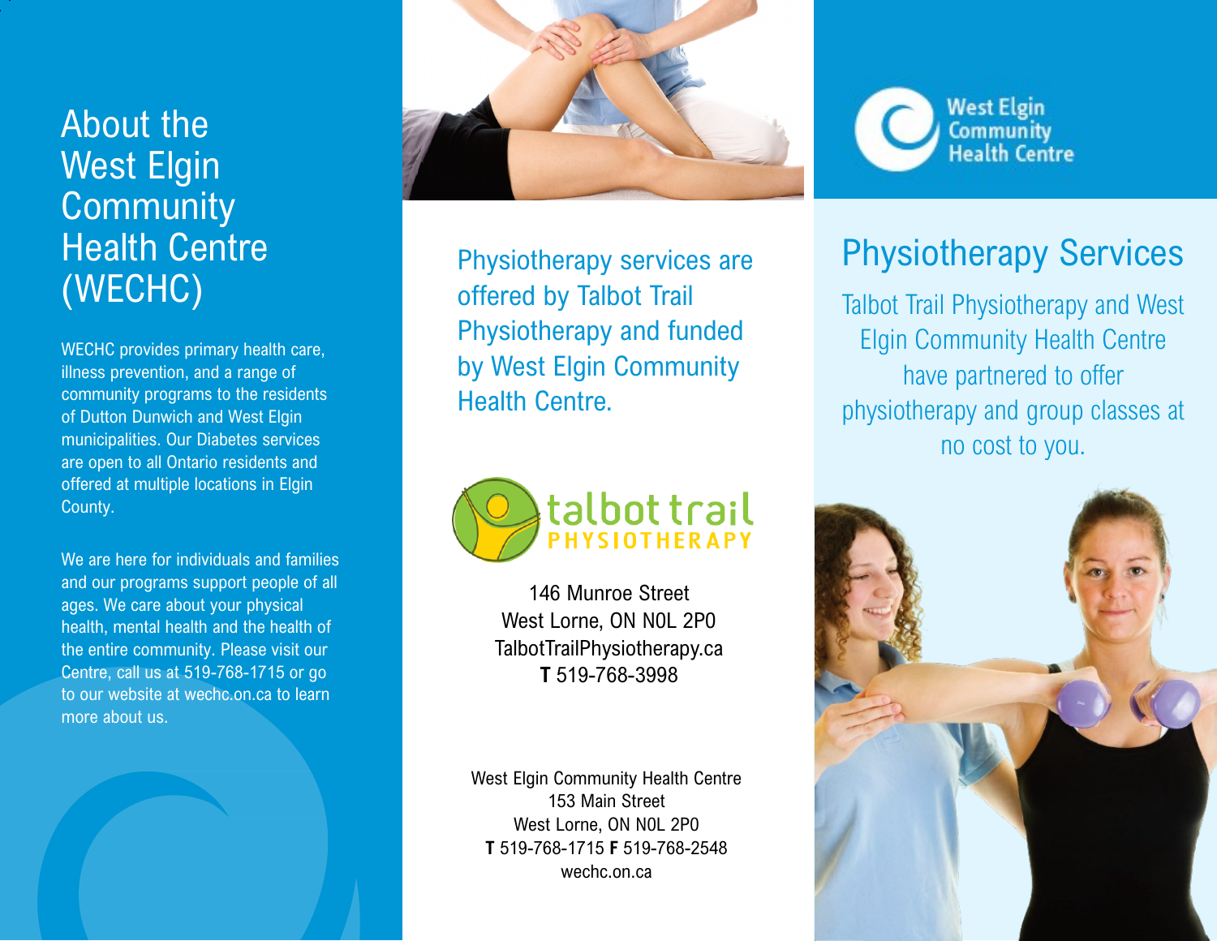# About the West Elgin Community Health Centre (WECHC)

WECHC provides primary health care, illness prevention, and a range of community programs to the residents of Dutton Dunwich and West Elgin municipalities. Our Diabetes services are open to all Ontario residents and offered at multiple locations in Elgin County.

We are here for individuals and families and our programs support people of all ages. We care about your physical health, mental health and the health of the entire community. Please visit our Centre, call us at 519-768-1715 or go to our website at wechc.on.ca to learn more about us.

Physiotherapy services are offered by Talbot Trail Physiotherapy and funded by West Elgin Community Health Centre.

talbot trail PHYSIOTHERAPY

146 Munroe Street
West Lorne, ON N0L 2P0
TalbotTrailPhysiotherapy.ca
**T** 519-768-3998

West Elgin Community Health Centre
153 Main Street
West Lorne, ON N0L 2P0
**T** 519-768-1715 **F** 519-768-2548
wechc.on.ca

West Elgin Community Health Centre

# Physiotherapy Services

Talbot Trail Physiotherapy and West Elgin Community Health Centre have partnered to offer physiotherapy and group classes at no cost to you.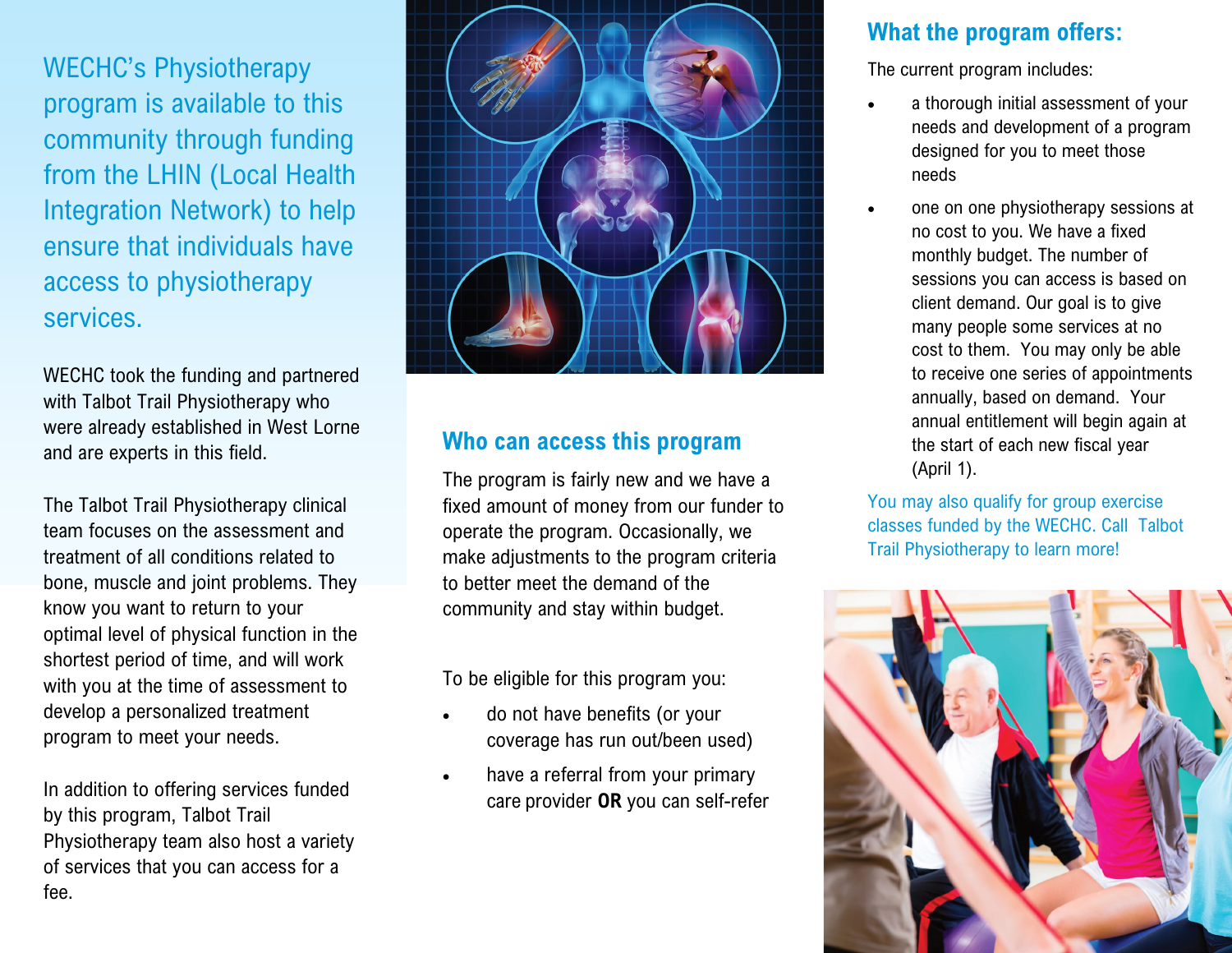WECHC's Physiotherapy program is available to this community through funding from the LHIN (Local Health Integration Network) to help ensure that individuals have access to physiotherapy services.

WECHC took the funding and partnered with Talbot Trail Physiotherapy who were already established in West Lorne and are experts in this field.

The Talbot Trail Physiotherapy clinical team focuses on the assessment and treatment of all conditions related to bone, muscle and joint problems. They know you want to return to your optimal level of physical function in the shortest period of time, and will work with you at the time of assessment to develop a personalized treatment program to meet your needs.

In addition to offering services funded by this program, Talbot Trail Physiotherapy team also host a variety of services that you can access for a fee.

## Who can access this program

The program is fairly new and we have a fixed amount of money from our funder to operate the program. Occasionally, we make adjustments to the program criteria to better meet the demand of the community and stay within budget.

To be eligible for this program you:

- do not have benefits (or your coverage has run out/been used)
- have a referral from your primary care provider **OR** you can self-refer

## What the program offers:

The current program includes:

- a thorough initial assessment of your needs and development of a program designed for you to meet those needs
- one on one physiotherapy sessions at no cost to you. We have a fixed monthly budget. The number of sessions you can access is based on client demand. Our goal is to give many people some services at no cost to them. You may only be able to receive one series of appointments annually, based on demand. Your annual entitlement will begin again at the start of each new fiscal year (April 1).

You may also qualify for group exercise classes funded by the WECHC. Call Talbot Trail Physiotherapy to learn more!